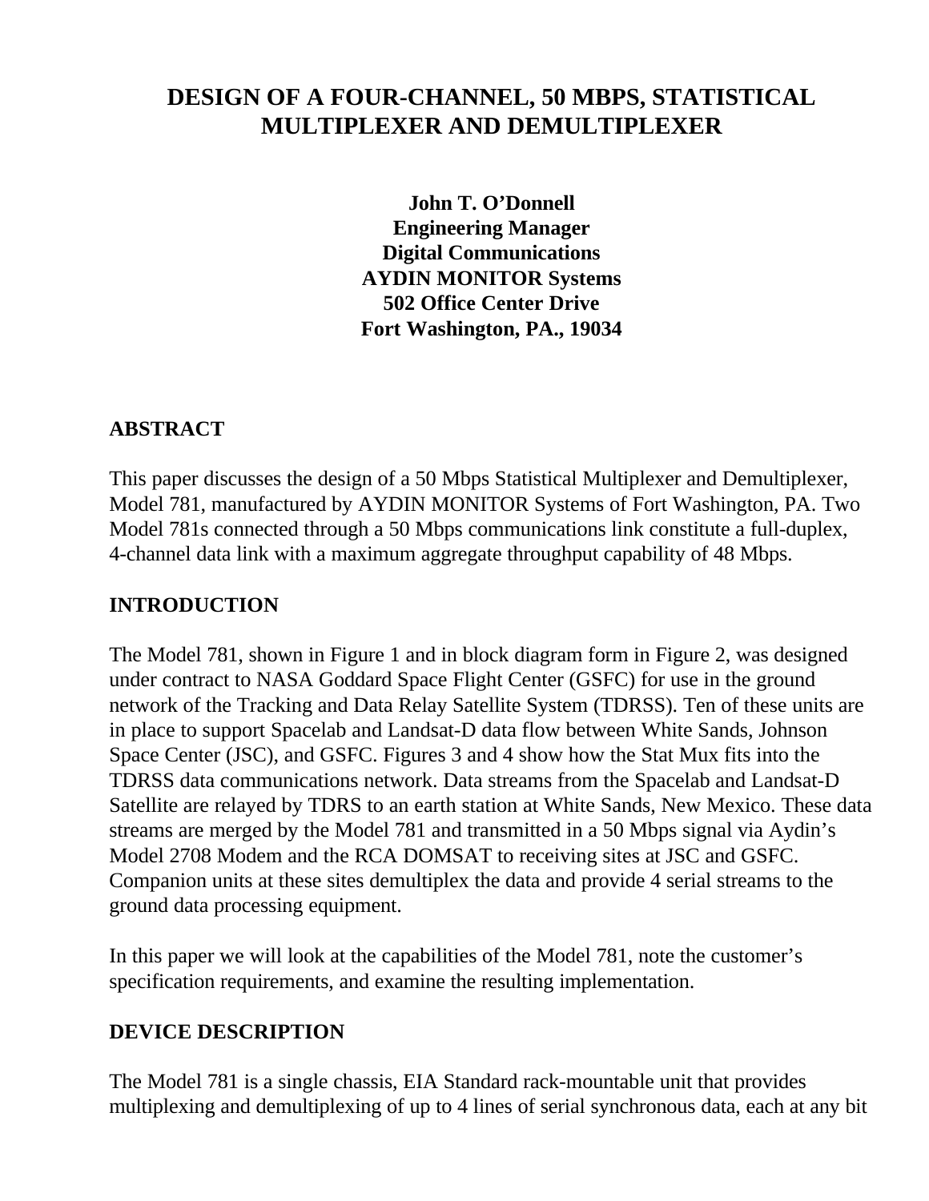# DESIGN OF A FOUR-CHANNEL, 50 MBPS, STATISTICAL MULTIPLEXER AND DEMULTIPLEXER

**John T. O'Donnell**
**Engineering Manager**
**Digital Communications**
**AYDIN MONITOR Systems**
**502 Office Center Drive**
**Fort Washington, PA., 19034**

## ABSTRACT

This paper discusses the design of a 50 Mbps Statistical Multiplexer and Demultiplexer, Model 781, manufactured by AYDIN MONITOR Systems of Fort Washington, PA. Two Model 781s connected through a 50 Mbps communications link constitute a full-duplex, 4-channel data link with a maximum aggregate throughput capability of 48 Mbps.

## INTRODUCTION

The Model 781, shown in Figure 1 and in block diagram form in Figure 2, was designed under contract to NASA Goddard Space Flight Center (GSFC) for use in the ground network of the Tracking and Data Relay Satellite System (TDRSS). Ten of these units are in place to support Spacelab and Landsat-D data flow between White Sands, Johnson Space Center (JSC), and GSFC. Figures 3 and 4 show how the Stat Mux fits into the TDRSS data communications network. Data streams from the Spacelab and Landsat-D Satellite are relayed by TDRS to an earth station at White Sands, New Mexico. These data streams are merged by the Model 781 and transmitted in a 50 Mbps signal via Aydin's Model 2708 Modem and the RCA DOMSAT to receiving sites at JSC and GSFC. Companion units at these sites demultiplex the data and provide 4 serial streams to the ground data processing equipment.

In this paper we will look at the capabilities of the Model 781, note the customer's specification requirements, and examine the resulting implementation.

## DEVICE DESCRIPTION

The Model 781 is a single chassis, EIA Standard rack-mountable unit that provides multiplexing and demultiplexing of up to 4 lines of serial synchronous data, each at any bit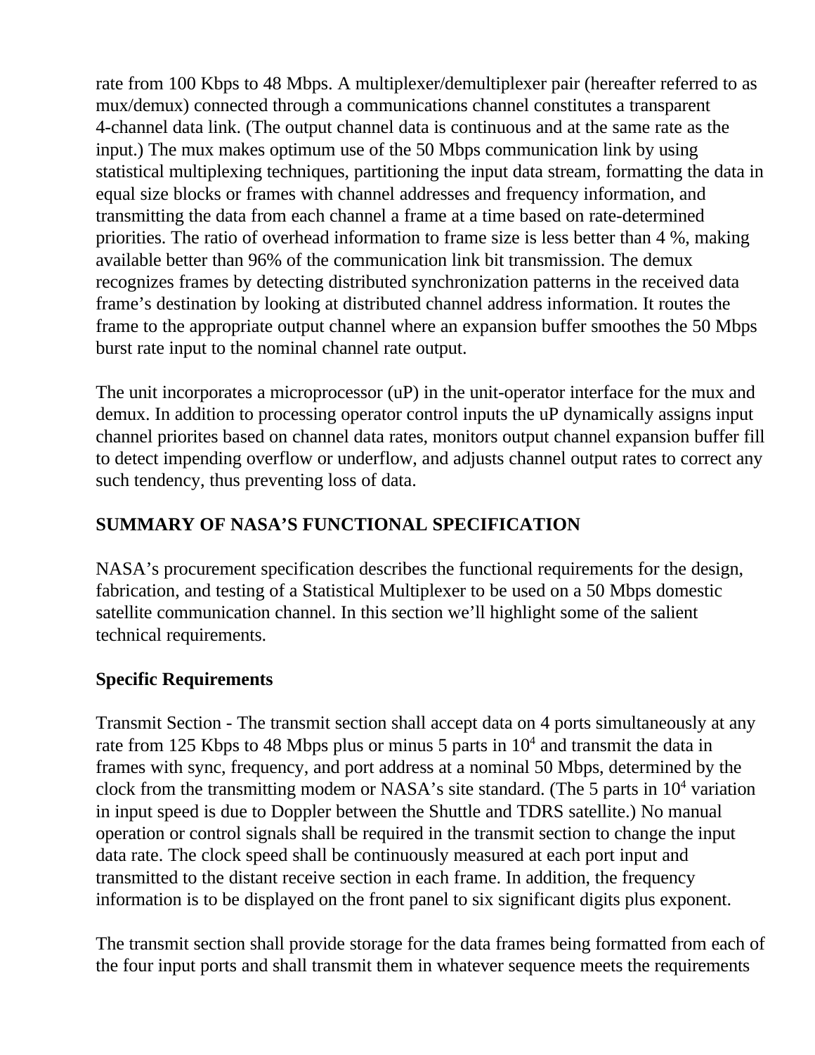rate from 100 Kbps to 48 Mbps. A multiplexer/demultiplexer pair (hereafter referred to as mux/demux) connected through a communications channel constitutes a transparent 4-channel data link. (The output channel data is continuous and at the same rate as the input.) The mux makes optimum use of the 50 Mbps communication link by using statistical multiplexing techniques, partitioning the input data stream, formatting the data in equal size blocks or frames with channel addresses and frequency information, and transmitting the data from each channel a frame at a time based on rate-determined priorities. The ratio of overhead information to frame size is less better than 4 %, making available better than 96% of the communication link bit transmission. The demux recognizes frames by detecting distributed synchronization patterns in the received data frame's destination by looking at distributed channel address information. It routes the frame to the appropriate output channel where an expansion buffer smoothes the 50 Mbps burst rate input to the nominal channel rate output.

The unit incorporates a microprocessor (uP) in the unit-operator interface for the mux and demux. In addition to processing operator control inputs the uP dynamically assigns input channel priorites based on channel data rates, monitors output channel expansion buffer fill to detect impending overflow or underflow, and adjusts channel output rates to correct any such tendency, thus preventing loss of data.

## SUMMARY OF NASA'S FUNCTIONAL SPECIFICATION

NASA's procurement specification describes the functional requirements for the design, fabrication, and testing of a Statistical Multiplexer to be used on a 50 Mbps domestic satellite communication channel. In this section we'll highlight some of the salient technical requirements.

### Specific Requirements

Transmit Section - The transmit section shall accept data on 4 ports simultaneously at any rate from 125 Kbps to 48 Mbps plus or minus 5 parts in $10^4$ and transmit the data in frames with sync, frequency, and port address at a nominal 50 Mbps, determined by the clock from the transmitting modem or NASA's site standard. (The 5 parts in $10^4$ variation in input speed is due to Doppler between the Shuttle and TDRS satellite.) No manual operation or control signals shall be required in the transmit section to change the input data rate. The clock speed shall be continuously measured at each port input and transmitted to the distant receive section in each frame. In addition, the frequency information is to be displayed on the front panel to six significant digits plus exponent.

The transmit section shall provide storage for the data frames being formatted from each of the four input ports and shall transmit them in whatever sequence meets the requirements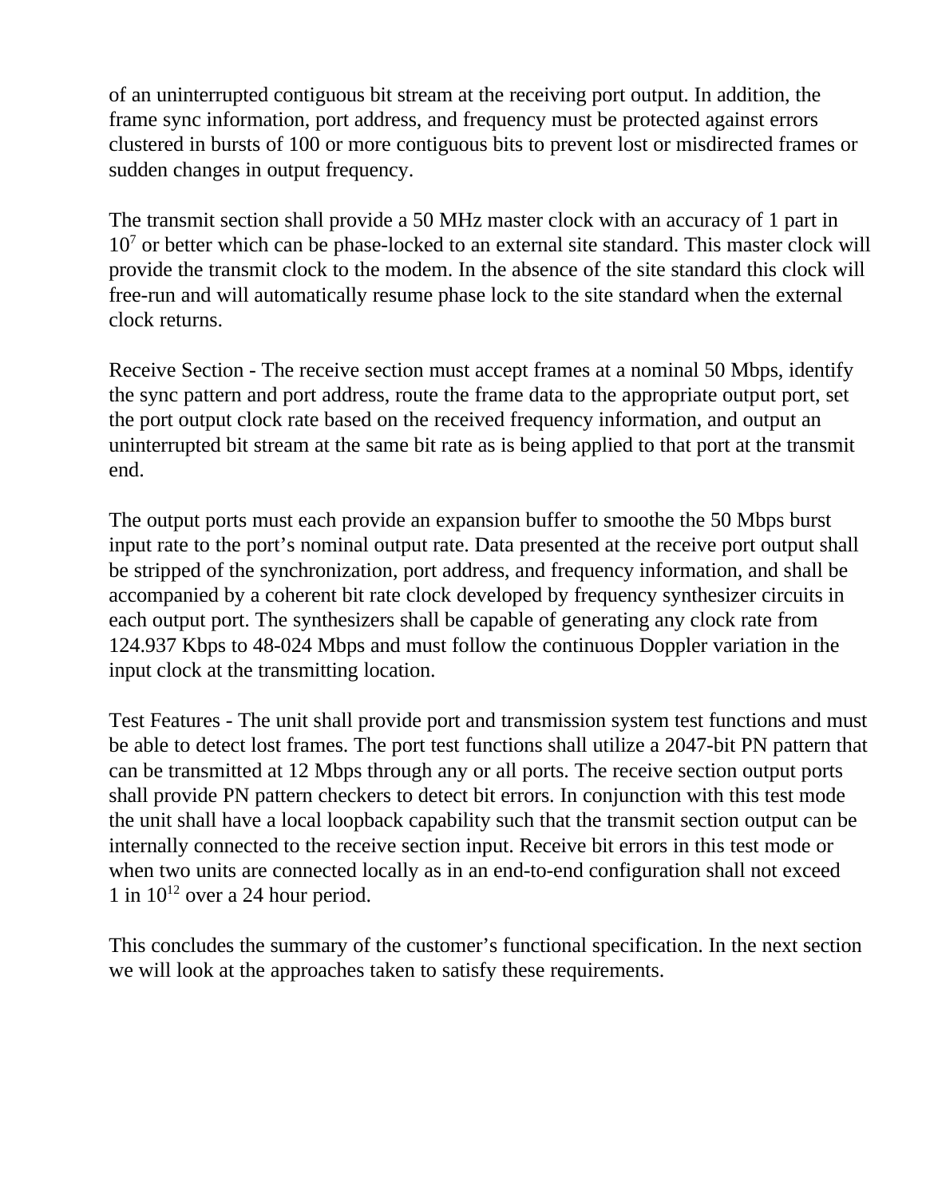of an uninterrupted contiguous bit stream at the receiving port output. In addition, the frame sync information, port address, and frequency must be protected against errors clustered in bursts of 100 or more contiguous bits to prevent lost or misdirected frames or sudden changes in output frequency.

The transmit section shall provide a 50 MHz master clock with an accuracy of 1 part in $10^7$ or better which can be phase-locked to an external site standard. This master clock will provide the transmit clock to the modem. In the absence of the site standard this clock will free-run and will automatically resume phase lock to the site standard when the external clock returns.

Receive Section - The receive section must accept frames at a nominal 50 Mbps, identify the sync pattern and port address, route the frame data to the appropriate output port, set the port output clock rate based on the received frequency information, and output an uninterrupted bit stream at the same bit rate as is being applied to that port at the transmit end.

The output ports must each provide an expansion buffer to smoothe the 50 Mbps burst input rate to the port's nominal output rate. Data presented at the receive port output shall be stripped of the synchronization, port address, and frequency information, and shall be accompanied by a coherent bit rate clock developed by frequency synthesizer circuits in each output port. The synthesizers shall be capable of generating any clock rate from 124.937 Kbps to 48-024 Mbps and must follow the continuous Doppler variation in the input clock at the transmitting location.

Test Features - The unit shall provide port and transmission system test functions and must be able to detect lost frames. The port test functions shall utilize a 2047-bit PN pattern that can be transmitted at 12 Mbps through any or all ports. The receive section output ports shall provide PN pattern checkers to detect bit errors. In conjunction with this test mode the unit shall have a local loopback capability such that the transmit section output can be internally connected to the receive section input. Receive bit errors in this test mode or when two units are connected locally as in an end-to-end configuration shall not exceed 1 in $10^{12}$ over a 24 hour period.

This concludes the summary of the customer's functional specification. In the next section we will look at the approaches taken to satisfy these requirements.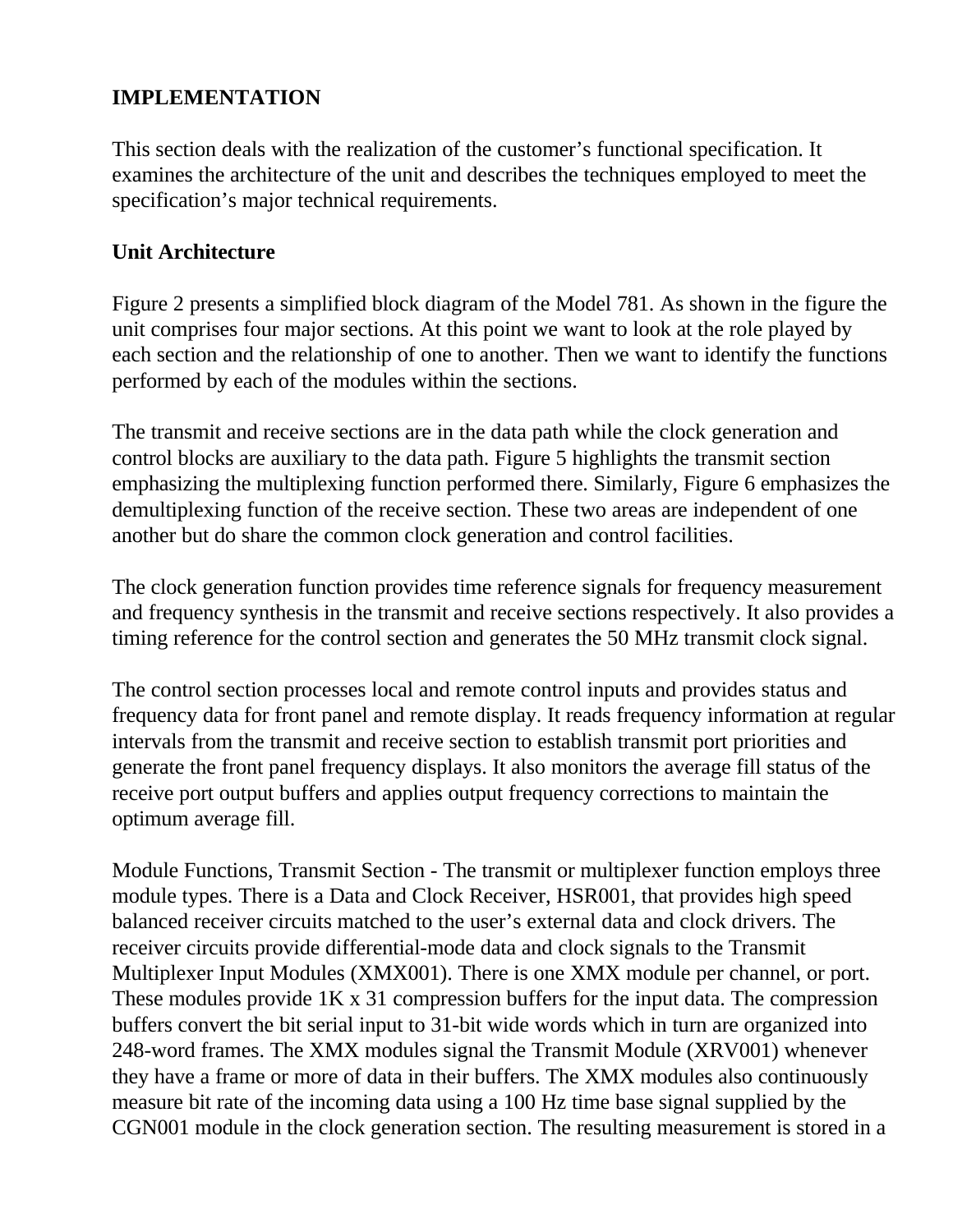## IMPLEMENTATION

This section deals with the realization of the customer's functional specification. It examines the architecture of the unit and describes the techniques employed to meet the specification's major technical requirements.

### Unit Architecture

Figure 2 presents a simplified block diagram of the Model 781. As shown in the figure the unit comprises four major sections. At this point we want to look at the role played by each section and the relationship of one to another. Then we want to identify the functions performed by each of the modules within the sections.

The transmit and receive sections are in the data path while the clock generation and control blocks are auxiliary to the data path. Figure 5 highlights the transmit section emphasizing the multiplexing function performed there. Similarly, Figure 6 emphasizes the demultiplexing function of the receive section. These two areas are independent of one another but do share the common clock generation and control facilities.

The clock generation function provides time reference signals for frequency measurement and frequency synthesis in the transmit and receive sections respectively. It also provides a timing reference for the control section and generates the 50 MHz transmit clock signal.

The control section processes local and remote control inputs and provides status and frequency data for front panel and remote display. It reads frequency information at regular intervals from the transmit and receive section to establish transmit port priorities and generate the front panel frequency displays. It also monitors the average fill status of the receive port output buffers and applies output frequency corrections to maintain the optimum average fill.

Module Functions, Transmit Section - The transmit or multiplexer function employs three module types. There is a Data and Clock Receiver, HSR001, that provides high speed balanced receiver circuits matched to the user's external data and clock drivers. The receiver circuits provide differential-mode data and clock signals to the Transmit Multiplexer Input Modules (XMX001). There is one XMX module per channel, or port. These modules provide 1K x 31 compression buffers for the input data. The compression buffers convert the bit serial input to 31-bit wide words which in turn are organized into 248-word frames. The XMX modules signal the Transmit Module (XRV001) whenever they have a frame or more of data in their buffers. The XMX modules also continuously measure bit rate of the incoming data using a 100 Hz time base signal supplied by the CGN001 module in the clock generation section. The resulting measurement is stored in a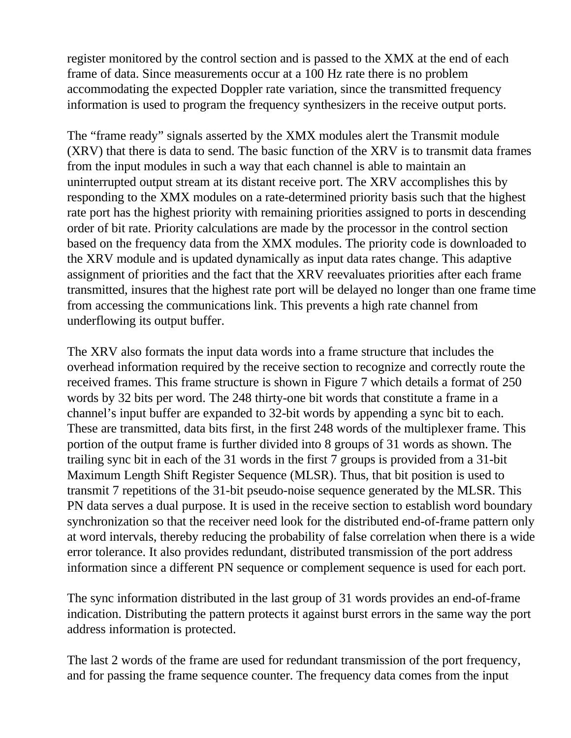register monitored by the control section and is passed to the XMX at the end of each frame of data. Since measurements occur at a 100 Hz rate there is no problem accommodating the expected Doppler rate variation, since the transmitted frequency information is used to program the frequency synthesizers in the receive output ports.

The “frame ready” signals asserted by the XMX modules alert the Transmit module (XRV) that there is data to send. The basic function of the XRV is to transmit data frames from the input modules in such a way that each channel is able to maintain an uninterrupted output stream at its distant receive port. The XRV accomplishes this by responding to the XMX modules on a rate-determined priority basis such that the highest rate port has the highest priority with remaining priorities assigned to ports in descending order of bit rate. Priority calculations are made by the processor in the control section based on the frequency data from the XMX modules. The priority code is downloaded to the XRV module and is updated dynamically as input data rates change. This adaptive assignment of priorities and the fact that the XRV reevaluates priorities after each frame transmitted, insures that the highest rate port will be delayed no longer than one frame time from accessing the communications link. This prevents a high rate channel from underflowing its output buffer.

The XRV also formats the input data words into a frame structure that includes the overhead information required by the receive section to recognize and correctly route the received frames. This frame structure is shown in Figure 7 which details a format of 250 words by 32 bits per word. The 248 thirty-one bit words that constitute a frame in a channel’s input buffer are expanded to 32-bit words by appending a sync bit to each. These are transmitted, data bits first, in the first 248 words of the multiplexer frame. This portion of the output frame is further divided into 8 groups of 31 words as shown. The trailing sync bit in each of the 31 words in the first 7 groups is provided from a 31-bit Maximum Length Shift Register Sequence (MLSR). Thus, that bit position is used to transmit 7 repetitions of the 31-bit pseudo-noise sequence generated by the MLSR. This PN data serves a dual purpose. It is used in the receive section to establish word boundary synchronization so that the receiver need look for the distributed end-of-frame pattern only at word intervals, thereby reducing the probability of false correlation when there is a wide error tolerance. It also provides redundant, distributed transmission of the port address information since a different PN sequence or complement sequence is used for each port.

The sync information distributed in the last group of 31 words provides an end-of-frame indication. Distributing the pattern protects it against burst errors in the same way the port address information is protected.

The last 2 words of the frame are used for redundant transmission of the port frequency, and for passing the frame sequence counter. The frequency data comes from the input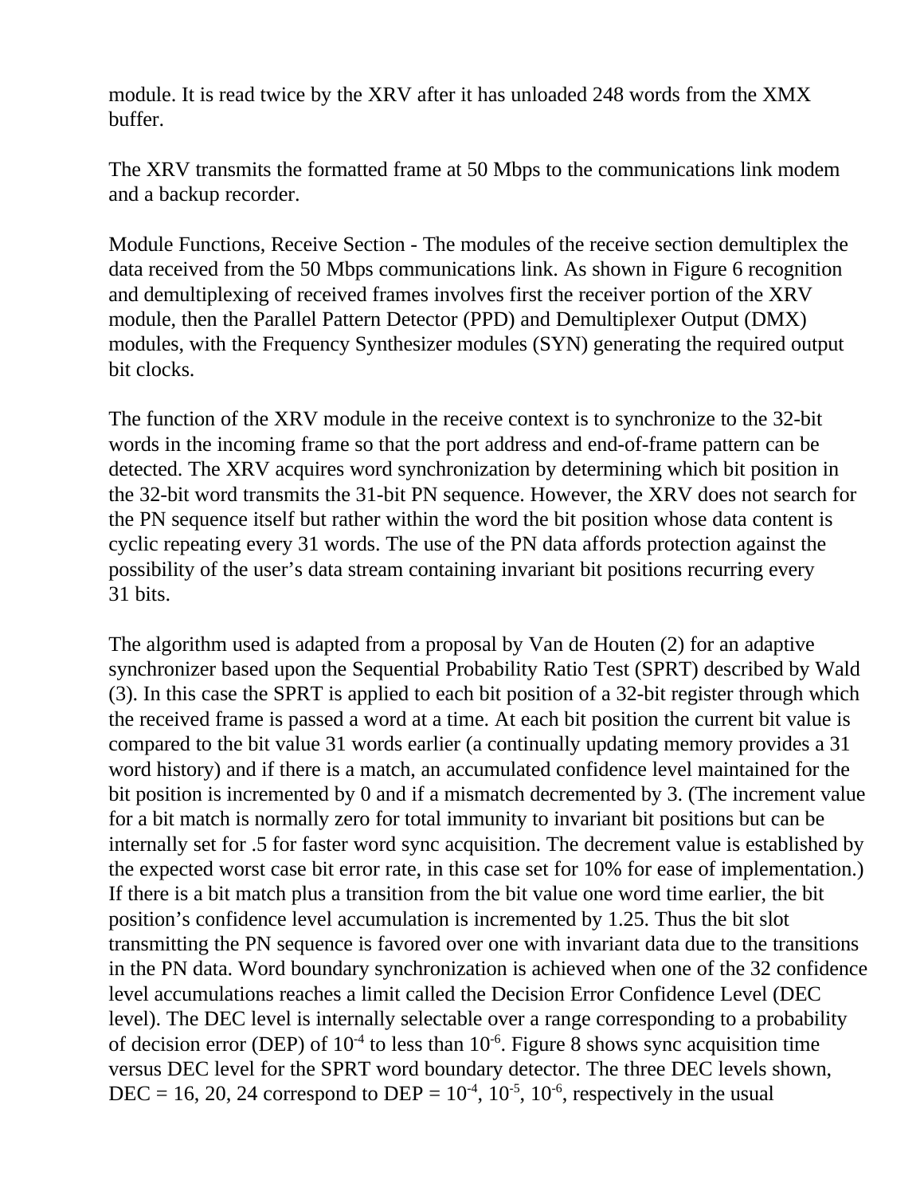module. It is read twice by the XRV after it has unloaded 248 words from the XMX buffer.

The XRV transmits the formatted frame at 50 Mbps to the communications link modem and a backup recorder.

Module Functions, Receive Section - The modules of the receive section demultiplex the data received from the 50 Mbps communications link. As shown in Figure 6 recognition and demultiplexing of received frames involves first the receiver portion of the XRV module, then the Parallel Pattern Detector (PPD) and Demultiplexer Output (DMX) modules, with the Frequency Synthesizer modules (SYN) generating the required output bit clocks.

The function of the XRV module in the receive context is to synchronize to the 32-bit words in the incoming frame so that the port address and end-of-frame pattern can be detected. The XRV acquires word synchronization by determining which bit position in the 32-bit word transmits the 31-bit PN sequence. However, the XRV does not search for the PN sequence itself but rather within the word the bit position whose data content is cyclic repeating every 31 words. The use of the PN data affords protection against the possibility of the user's data stream containing invariant bit positions recurring every 31 bits.

The algorithm used is adapted from a proposal by Van de Houten (2) for an adaptive synchronizer based upon the Sequential Probability Ratio Test (SPRT) described by Wald (3). In this case the SPRT is applied to each bit position of a 32-bit register through which the received frame is passed a word at a time. At each bit position the current bit value is compared to the bit value 31 words earlier (a continually updating memory provides a 31 word history) and if there is a match, an accumulated confidence level maintained for the bit position is incremented by 0 and if a mismatch decremented by 3. (The increment value for a bit match is normally zero for total immunity to invariant bit positions but can be internally set for .5 for faster word sync acquisition. The decrement value is established by the expected worst case bit error rate, in this case set for 10% for ease of implementation.) If there is a bit match plus a transition from the bit value one word time earlier, the bit position's confidence level accumulation is incremented by 1.25. Thus the bit slot transmitting the PN sequence is favored over one with invariant data due to the transitions in the PN data. Word boundary synchronization is achieved when one of the 32 confidence level accumulations reaches a limit called the Decision Error Confidence Level (DEC level). The DEC level is internally selectable over a range corresponding to a probability of decision error (DEP) of $10^{-4}$ to less than $10^{-6}$. Figure 8 shows sync acquisition time versus DEC level for the SPRT word boundary detector. The three DEC levels shown, DEC = 16, 20, 24 correspond to DEP = $10^{-4}$, $10^{-5}$, $10^{-6}$, respectively in the usual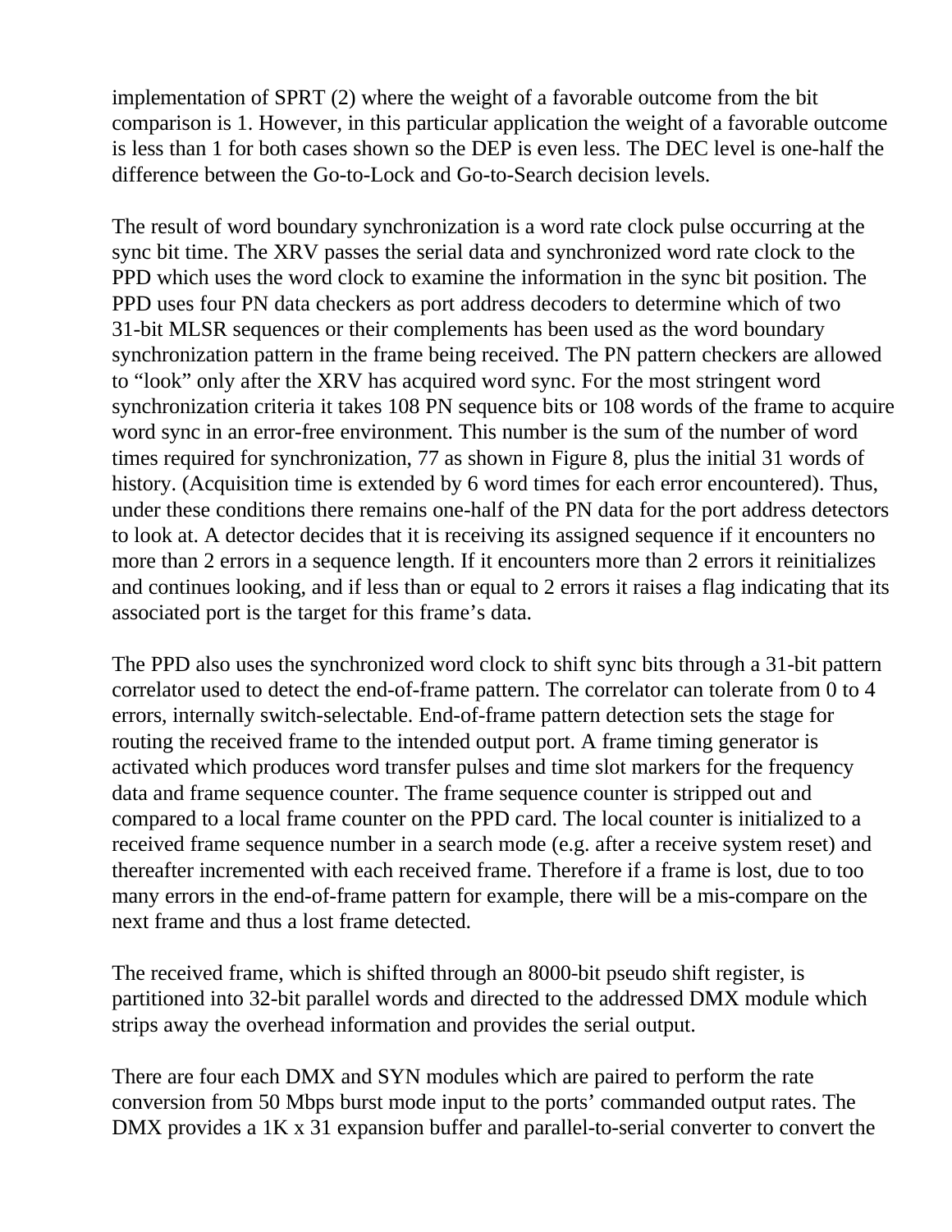implementation of SPRT (2) where the weight of a favorable outcome from the bit comparison is 1. However, in this particular application the weight of a favorable outcome is less than 1 for both cases shown so the DEP is even less. The DEC level is one-half the difference between the Go-to-Lock and Go-to-Search decision levels.

The result of word boundary synchronization is a word rate clock pulse occurring at the sync bit time. The XRV passes the serial data and synchronized word rate clock to the PPD which uses the word clock to examine the information in the sync bit position. The PPD uses four PN data checkers as port address decoders to determine which of two 31-bit MLSR sequences or their complements has been used as the word boundary synchronization pattern in the frame being received. The PN pattern checkers are allowed to "look" only after the XRV has acquired word sync. For the most stringent word synchronization criteria it takes 108 PN sequence bits or 108 words of the frame to acquire word sync in an error-free environment. This number is the sum of the number of word times required for synchronization, 77 as shown in Figure 8, plus the initial 31 words of history. (Acquisition time is extended by 6 word times for each error encountered). Thus, under these conditions there remains one-half of the PN data for the port address detectors to look at. A detector decides that it is receiving its assigned sequence if it encounters no more than 2 errors in a sequence length. If it encounters more than 2 errors it reinitializes and continues looking, and if less than or equal to 2 errors it raises a flag indicating that its associated port is the target for this frame's data.

The PPD also uses the synchronized word clock to shift sync bits through a 31-bit pattern correlator used to detect the end-of-frame pattern. The correlator can tolerate from 0 to 4 errors, internally switch-selectable. End-of-frame pattern detection sets the stage for routing the received frame to the intended output port. A frame timing generator is activated which produces word transfer pulses and time slot markers for the frequency data and frame sequence counter. The frame sequence counter is stripped out and compared to a local frame counter on the PPD card. The local counter is initialized to a received frame sequence number in a search mode (e.g. after a receive system reset) and thereafter incremented with each received frame. Therefore if a frame is lost, due to too many errors in the end-of-frame pattern for example, there will be a mis-compare on the next frame and thus a lost frame detected.

The received frame, which is shifted through an 8000-bit pseudo shift register, is partitioned into 32-bit parallel words and directed to the addressed DMX module which strips away the overhead information and provides the serial output.

There are four each DMX and SYN modules which are paired to perform the rate conversion from 50 Mbps burst mode input to the ports' commanded output rates. The DMX provides a 1K x 31 expansion buffer and parallel-to-serial converter to convert the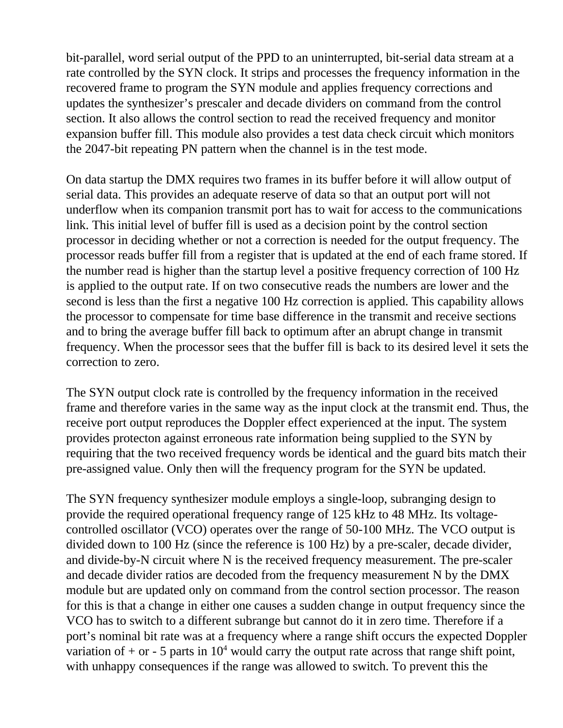bit-parallel, word serial output of the PPD to an uninterrupted, bit-serial data stream at a rate controlled by the SYN clock. It strips and processes the frequency information in the recovered frame to program the SYN module and applies frequency corrections and updates the synthesizer's prescaler and decade dividers on command from the control section. It also allows the control section to read the received frequency and monitor expansion buffer fill. This module also provides a test data check circuit which monitors the 2047-bit repeating PN pattern when the channel is in the test mode.

On data startup the DMX requires two frames in its buffer before it will allow output of serial data. This provides an adequate reserve of data so that an output port will not underflow when its companion transmit port has to wait for access to the communications link. This initial level of buffer fill is used as a decision point by the control section processor in deciding whether or not a correction is needed for the output frequency. The processor reads buffer fill from a register that is updated at the end of each frame stored. If the number read is higher than the startup level a positive frequency correction of 100 Hz is applied to the output rate. If on two consecutive reads the numbers are lower and the second is less than the first a negative 100 Hz correction is applied. This capability allows the processor to compensate for time base difference in the transmit and receive sections and to bring the average buffer fill back to optimum after an abrupt change in transmit frequency. When the processor sees that the buffer fill is back to its desired level it sets the correction to zero.

The SYN output clock rate is controlled by the frequency information in the received frame and therefore varies in the same way as the input clock at the transmit end. Thus, the receive port output reproduces the Doppler effect experienced at the input. The system provides protecton against erroneous rate information being supplied to the SYN by requiring that the two received frequency words be identical and the guard bits match their pre-assigned value. Only then will the frequency program for the SYN be updated.

The SYN frequency synthesizer module employs a single-loop, subranging design to provide the required operational frequency range of 125 kHz to 48 MHz. Its voltage-controlled oscillator (VCO) operates over the range of 50-100 MHz. The VCO output is divided down to 100 Hz (since the reference is 100 Hz) by a pre-scaler, decade divider, and divide-by-N circuit where N is the received frequency measurement. The pre-scaler and decade divider ratios are decoded from the frequency measurement N by the DMX module but are updated only on command from the control section processor. The reason for this is that a change in either one causes a sudden change in output frequency since the VCO has to switch to a different subrange but cannot do it in zero time. Therefore if a port's nominal bit rate was at a frequency where a range shift occurs the expected Doppler variation of + or - 5 parts in $10^4$ would carry the output rate across that range shift point, with unhappy consequences if the range was allowed to switch. To prevent this the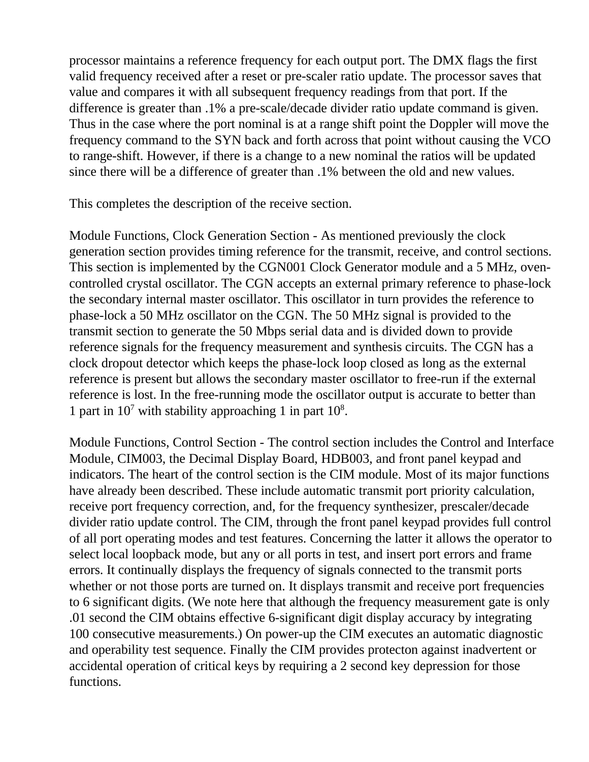processor maintains a reference frequency for each output port. The DMX flags the first valid frequency received after a reset or pre-scaler ratio update. The processor saves that value and compares it with all subsequent frequency readings from that port. If the difference is greater than .1% a pre-scale/decade divider ratio update command is given. Thus in the case where the port nominal is at a range shift point the Doppler will move the frequency command to the SYN back and forth across that point without causing the VCO to range-shift. However, if there is a change to a new nominal the ratios will be updated since there will be a difference of greater than .1% between the old and new values.

This completes the description of the receive section.

Module Functions, Clock Generation Section - As mentioned previously the clock generation section provides timing reference for the transmit, receive, and control sections. This section is implemented by the CGN001 Clock Generator module and a 5 MHz, oven-controlled crystal oscillator. The CGN accepts an external primary reference to phase-lock the secondary internal master oscillator. This oscillator in turn provides the reference to phase-lock a 50 MHz oscillator on the CGN. The 50 MHz signal is provided to the transmit section to generate the 50 Mbps serial data and is divided down to provide reference signals for the frequency measurement and synthesis circuits. The CGN has a clock dropout detector which keeps the phase-lock loop closed as long as the external reference is present but allows the secondary master oscillator to free-run if the external reference is lost. In the free-running mode the oscillator output is accurate to better than 1 part in $10^7$ with stability approaching 1 in part $10^8$.

Module Functions, Control Section - The control section includes the Control and Interface Module, CIM003, the Decimal Display Board, HDB003, and front panel keypad and indicators. The heart of the control section is the CIM module. Most of its major functions have already been described. These include automatic transmit port priority calculation, receive port frequency correction, and, for the frequency synthesizer, prescaler/decade divider ratio update control. The CIM, through the front panel keypad provides full control of all port operating modes and test features. Concerning the latter it allows the operator to select local loopback mode, but any or all ports in test, and insert port errors and frame errors. It continually displays the frequency of signals connected to the transmit ports whether or not those ports are turned on. It displays transmit and receive port frequencies to 6 significant digits. (We note here that although the frequency measurement gate is only .01 second the CIM obtains effective 6-significant digit display accuracy by integrating 100 consecutive measurements.) On power-up the CIM executes an automatic diagnostic and operability test sequence. Finally the CIM provides protecton against inadvertent or accidental operation of critical keys by requiring a 2 second key depression for those functions.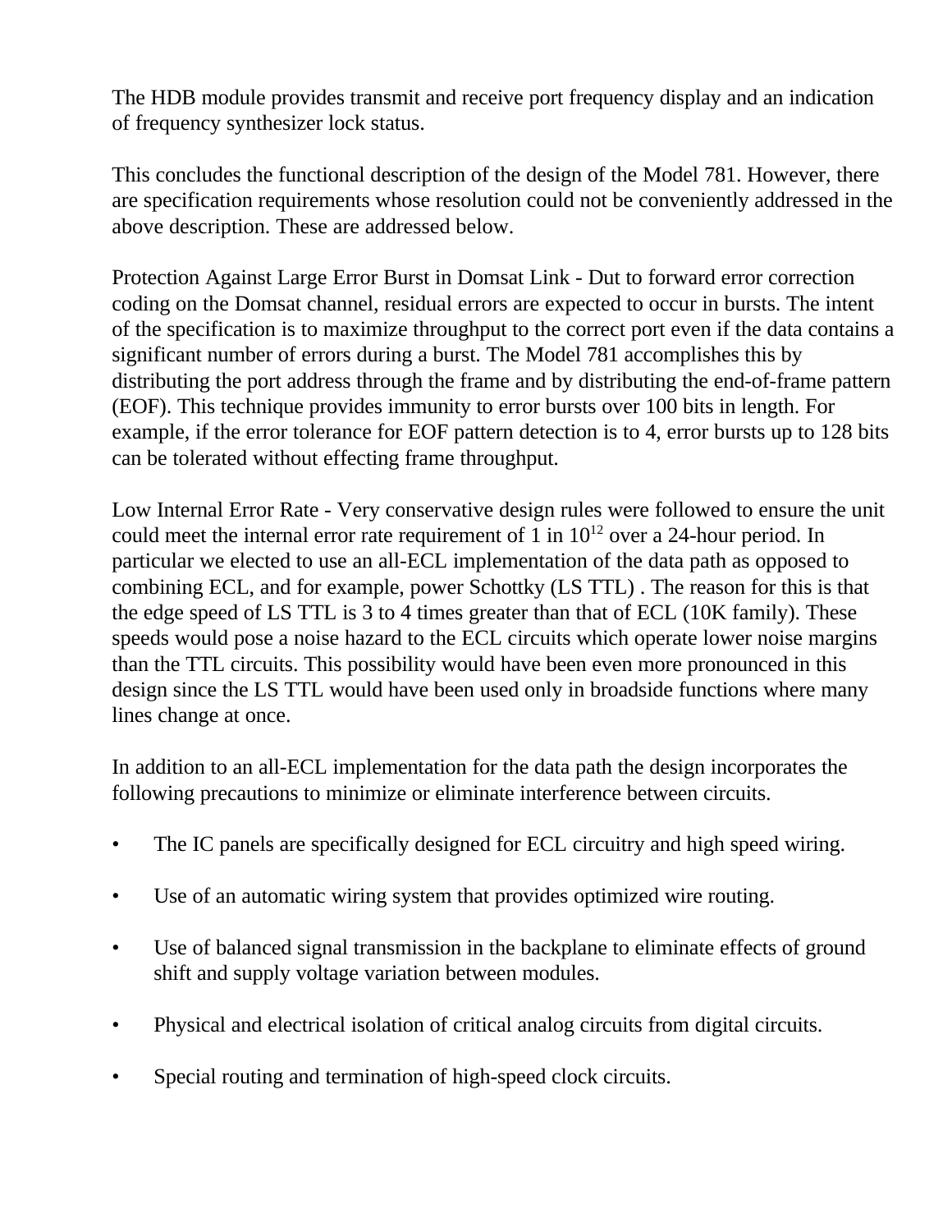The HDB module provides transmit and receive port frequency display and an indication of frequency synthesizer lock status.

This concludes the functional description of the design of the Model 781. However, there are specification requirements whose resolution could not be conveniently addressed in the above description. These are addressed below.

Protection Against Large Error Burst in Domsat Link - Dut to forward error correction coding on the Domsat channel, residual errors are expected to occur in bursts. The intent of the specification is to maximize throughput to the correct port even if the data contains a significant number of errors during a burst. The Model 781 accomplishes this by distributing the port address through the frame and by distributing the end-of-frame pattern (EOF). This technique provides immunity to error bursts over 100 bits in length. For example, if the error tolerance for EOF pattern detection is to 4, error bursts up to 128 bits can be tolerated without effecting frame throughput.

Low Internal Error Rate - Very conservative design rules were followed to ensure the unit could meet the internal error rate requirement of 1 in $10^{12}$ over a 24-hour period. In particular we elected to use an all-ECL implementation of the data path as opposed to combining ECL, and for example, power Schottky (LS TTL) . The reason for this is that the edge speed of LS TTL is 3 to 4 times greater than that of ECL (10K family). These speeds would pose a noise hazard to the ECL circuits which operate lower noise margins than the TTL circuits. This possibility would have been even more pronounced in this design since the LS TTL would have been used only in broadside functions where many lines change at once.

In addition to an all-ECL implementation for the data path the design incorporates the following precautions to minimize or eliminate interference between circuits.

- The IC panels are specifically designed for ECL circuitry and high speed wiring.
- Use of an automatic wiring system that provides optimized wire routing.
- Use of balanced signal transmission in the backplane to eliminate effects of ground shift and supply voltage variation between modules.
- Physical and electrical isolation of critical analog circuits from digital circuits.
- Special routing and termination of high-speed clock circuits.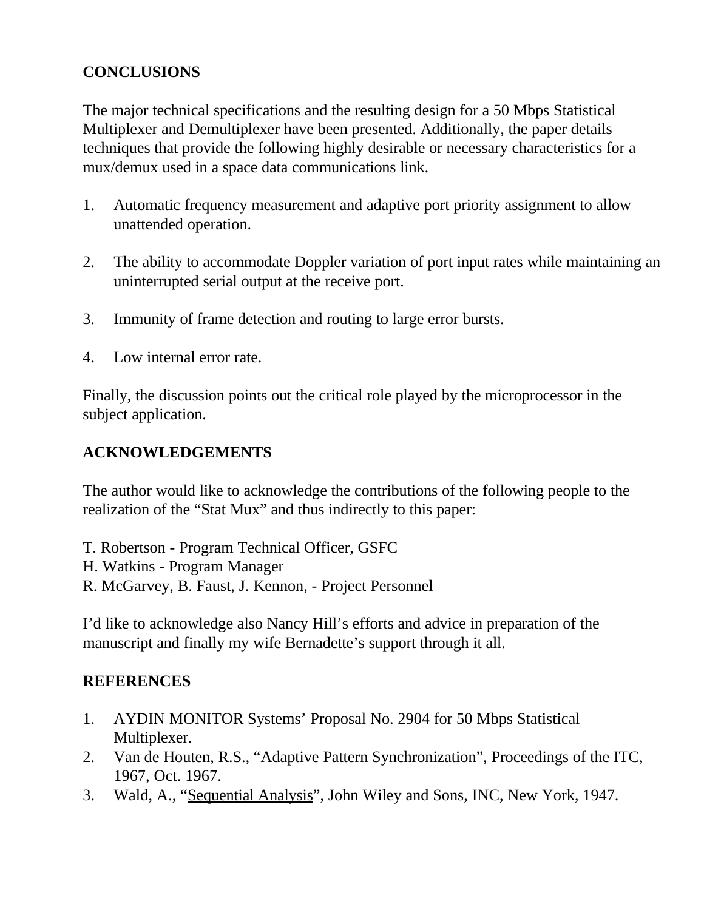## CONCLUSIONS

The major technical specifications and the resulting design for a 50 Mbps Statistical Multiplexer and Demultiplexer have been presented. Additionally, the paper details techniques that provide the following highly desirable or necessary characteristics for a mux/demux used in a space data communications link.

1. Automatic frequency measurement and adaptive port priority assignment to allow unattended operation.

2. The ability to accommodate Doppler variation of port input rates while maintaining an uninterrupted serial output at the receive port.

3. Immunity of frame detection and routing to large error bursts.

4. Low internal error rate.

Finally, the discussion points out the critical role played by the microprocessor in the subject application.

## ACKNOWLEDGEMENTS

The author would like to acknowledge the contributions of the following people to the realization of the "Stat Mux" and thus indirectly to this paper:

T. Robertson - Program Technical Officer, GSFC
H. Watkins - Program Manager
R. McGarvey, B. Faust, J. Kennon, - Project Personnel

I'd like to acknowledge also Nancy Hill's efforts and advice in preparation of the manuscript and finally my wife Bernadette's support through it all.

## REFERENCES

1. AYDIN MONITOR Systems' Proposal No. 2904 for 50 Mbps Statistical Multiplexer.
2. Van de Houten, R.S., "Adaptive Pattern Synchronization", Proceedings of the ITC, 1967, Oct. 1967.
3. Wald, A., "Sequential Analysis", John Wiley and Sons, INC, New York, 1947.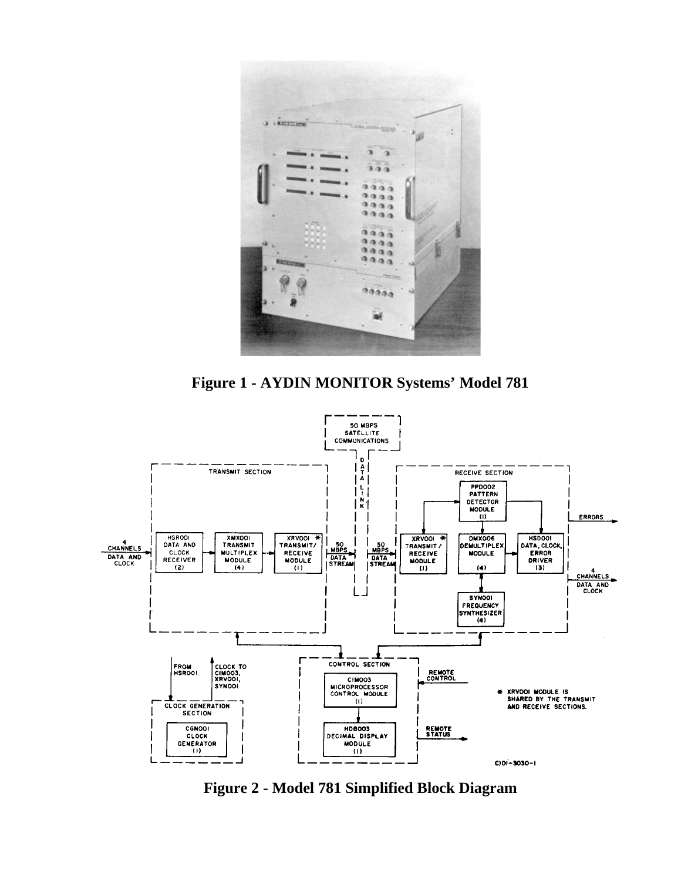**Figure 1 - AYDIN MONITOR Systems' Model 781**

**Figure 2 - Model 781 Simplified Block Diagram**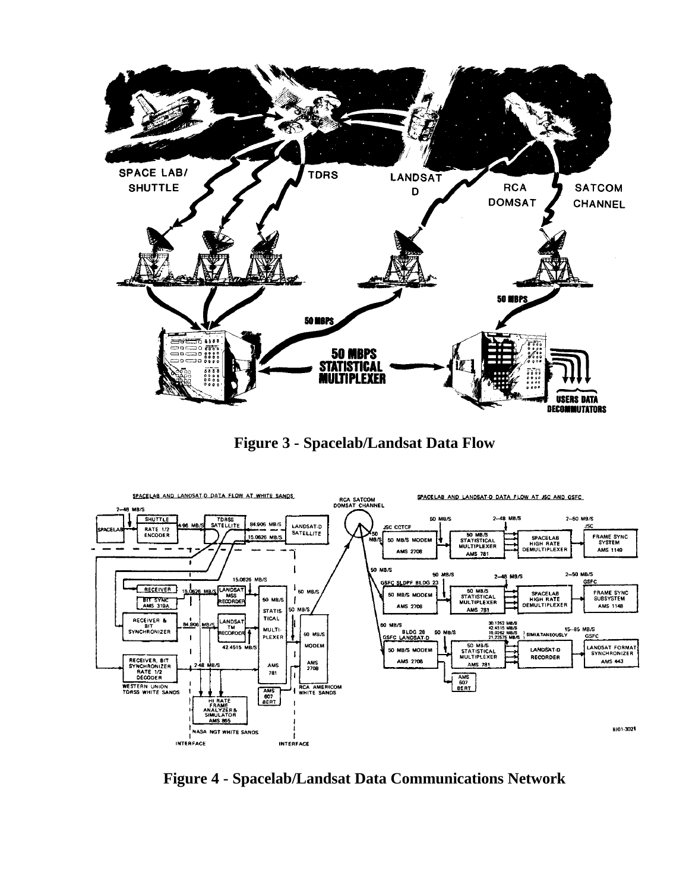**Figure 3 - Spacelab/Landsat Data Flow**

**Figure 4 - Spacelab/Landsat Data Communications Network**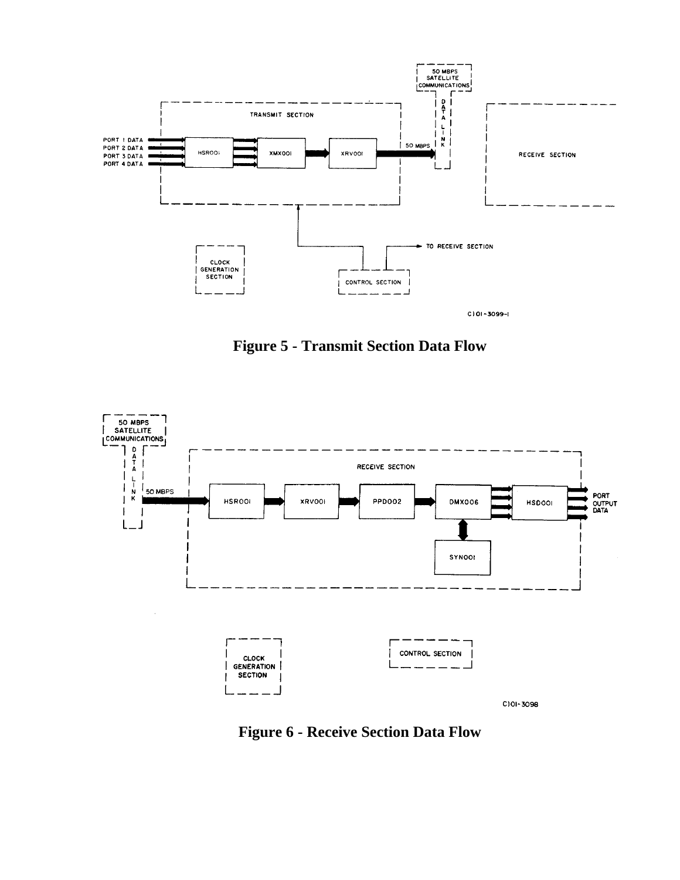**Figure 5 - Transmit Section Data Flow**

**Figure 6 - Receive Section Data Flow**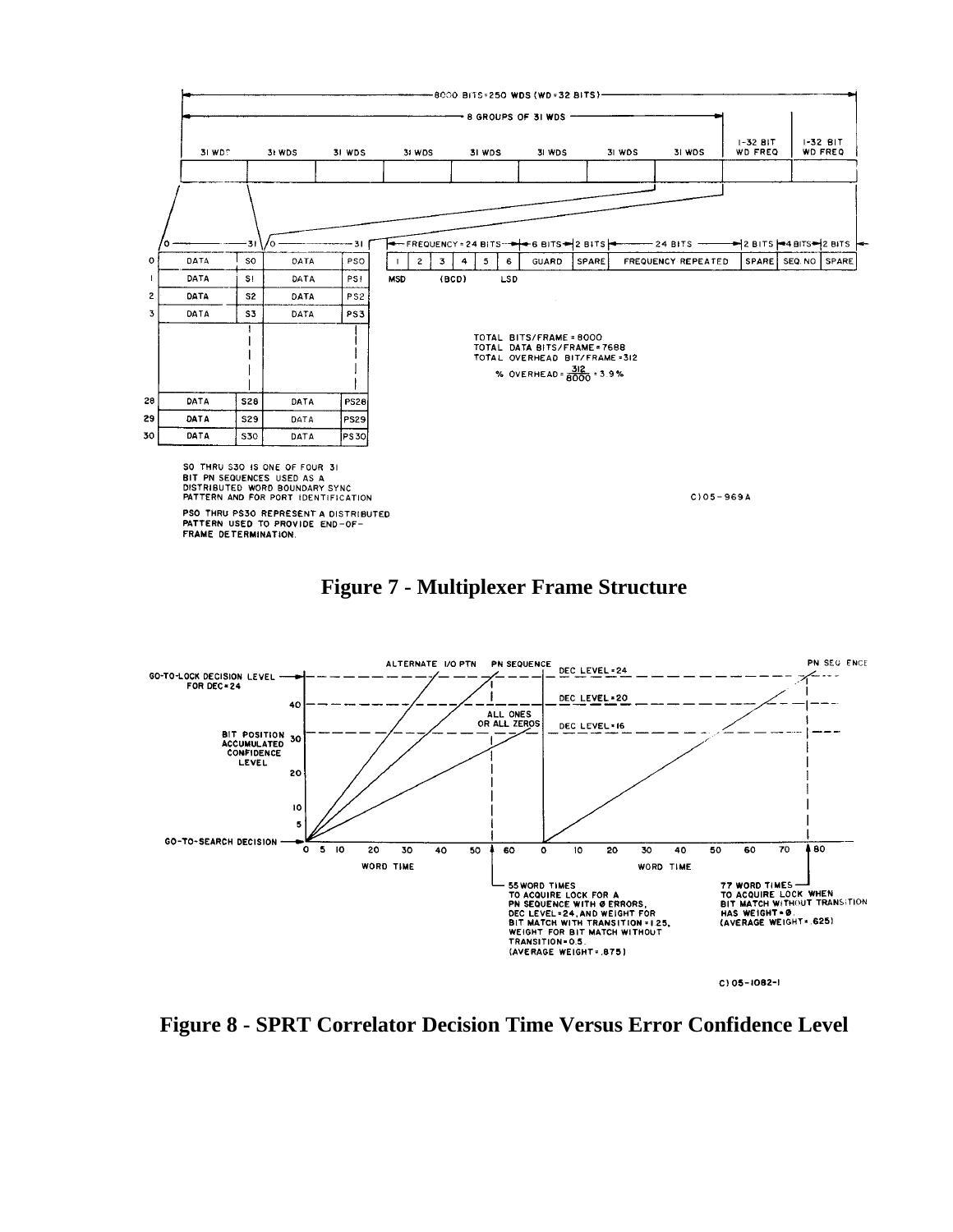8000 BITS = 250 WDS (WD = 32 BITS)

8 GROUPS OF 31 WDS

31 WDS 31 WDS 31 WDS 31 WDS 31 WDS 31 WDS 31 WDS 31 WDS 1-32 BIT WD FREQ 1-32 BIT WD FREQ

0 — 31 0 — 31

0 DATA S0 DATA PS0
1 DATA S1 DATA PS1
2 DATA S2 DATA PS2
3 DATA S3 DATA PS3
28 DATA S28 DATA PS28
29 DATA S29 DATA PS29
30 DATA S30 DATA PS30

FREQUENCY = 24 BITS | 6 BITS | 2 BITS | 24 BITS | 2 BITS | 4 BITS | 2 BITS

1 2 3 4 5 6 GUARD SPARE FREQUENCY REPEATED SPARE SEQ. NO SPARE

MSD (BCD) LSD

TOTAL BITS/FRAME = 8000
TOTAL DATA BITS/FRAME = 7688
TOTAL OVERHEAD BIT/FRAME = 312
% OVERHEAD = $\frac{312}{8000}$ = 3.9%

S0 THRU S30 IS ONE OF FOUR 31 BIT PN SEQUENCES USED AS A DISTRIBUTED WORD BOUNDARY SYNC PATTERN AND FOR PORT IDENTIFICATION

PS0 THRU PS30 REPRESENT A DISTRIBUTED PATTERN USED TO PROVIDE END-OF-FRAME DETERMINATION.

C)05-969A

**Figure 7 - Multiplexer Frame Structure**

GO-TO-LOCK DECISION LEVEL FOR DEC=24

BIT POSITION ACCUMULATED CONFIDENCE LEVEL

GO-TO-SEARCH DECISION

ALTERNATE I/O PTN

PN SEQUENCE

ALL ONES OR ALL ZEROS

DEC LEVEL = 24

DEC LEVEL = 20

DEC LEVEL = 16

PN SEQUENCE

0 5 10 20 30 40 50 60 0 10 20 30 40 50 60 70 80

WORD TIME

WORD TIME

55 WORD TIMES TO ACQUIRE LOCK FOR A PN SEQUENCE WITH Ø ERRORS, DEC LEVEL=24, AND WEIGHT FOR BIT MATCH WITH TRANSITION = 1.25, WEIGHT FOR BIT MATCH WITHOUT TRANSITION = 0.5. (AVERAGE WEIGHT = .875)

77 WORD TIMES TO ACQUIRE LOCK WHEN BIT MATCH WITHOUT TRANSITION HAS WEIGHT = Ø. (AVERAGE WEIGHT = .625)

C)05-1082-1

**Figure 8 - SPRT Correlator Decision Time Versus Error Confidence Level**